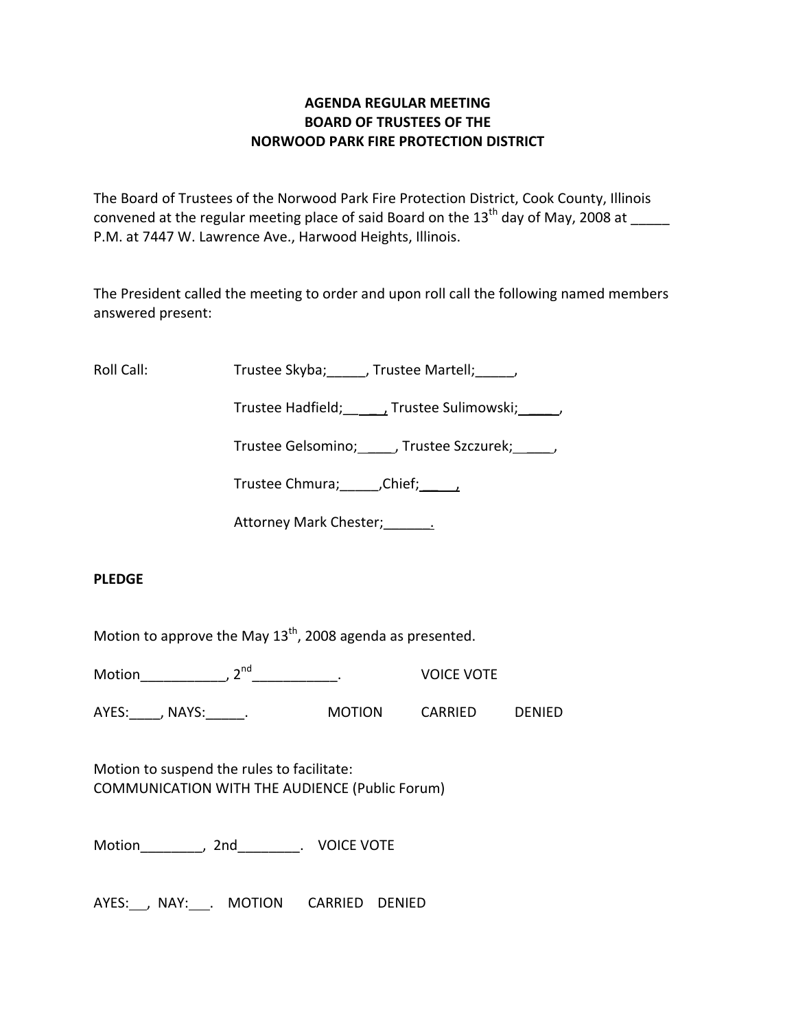**AGENDA REGULAR MEETING**
**BOARD OF TRUSTEES OF THE**
**NORWOOD PARK FIRE PROTECTION DISTRICT**

The Board of Trustees of the Norwood Park Fire Protection District, Cook County, Illinois convened at the regular meeting place of said Board on the 13th day of May, 2008 at _____ P.M. at 7447 W. Lawrence Ave., Harwood Heights, Illinois.

The President called the meeting to order and upon roll call the following named members answered present:

Roll Call: Trustee Skyba;_____, Trustee Martell;_____,

Trustee Hadfield;_____, Trustee Sulimowski;_____,

Trustee Gelsomino;____, Trustee Szczurek;_____,

Trustee Chmura;_____,Chief;_____,

Attorney Mark Chester;______.

**PLEDGE**

Motion to approve the May 13th, 2008 agenda as presented.

Motion___________, 2nd___________. VOICE VOTE

AYES:____, NAYS:_____. MOTION CARRIED DENIED

Motion to suspend the rules to facilitate:
COMMUNICATION WITH THE AUDIENCE (Public Forum)

Motion________, 2nd________. VOICE VOTE

AYES:___, NAY:___. MOTION CARRIED DENIED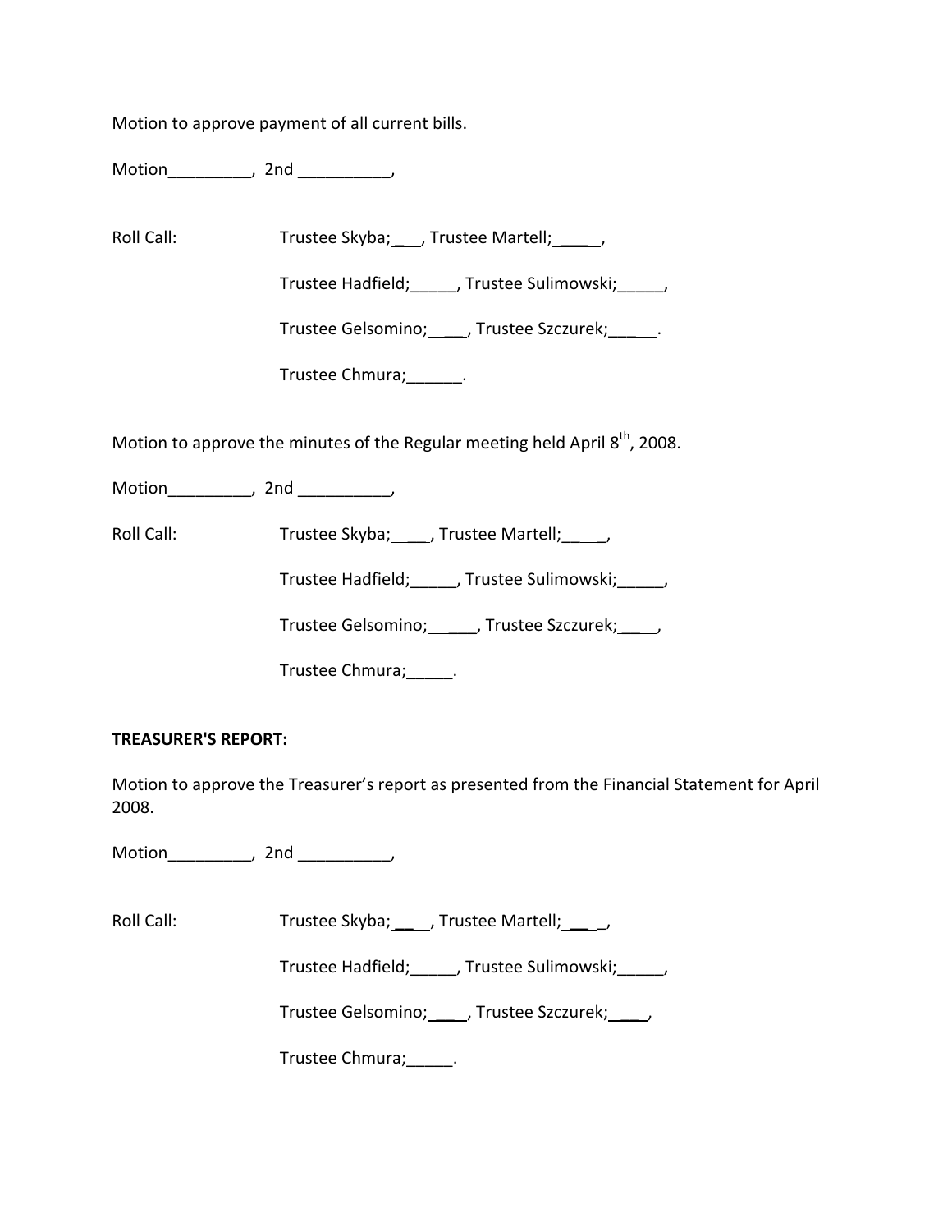Motion to approve payment of all current bills.

Motion_________, 2nd __________,

Roll Call: Trustee Skyba;___, Trustee Martell;_____,

Trustee Hadfield;_____, Trustee Sulimowski;_____,

Trustee Gelsomino;____, Trustee Szczurek;_____.

Trustee Chmura;______.

Motion to approve the minutes of the Regular meeting held April 8th, 2008.

Motion_________, 2nd __________,

Roll Call: Trustee Skyba;____, Trustee Martell;_____,

Trustee Hadfield;_____, Trustee Sulimowski;_____,

Trustee Gelsomino;_____, Trustee Szczurek;____,

Trustee Chmura;_____.

**TREASURER'S REPORT:**

Motion to approve the Treasurer's report as presented from the Financial Statement for April 2008.

Motion_________, 2nd __________,

Roll Call: Trustee Skyba;____, Trustee Martell; ____,

Trustee Hadfield;_____, Trustee Sulimowski;_____,

Trustee Gelsomino;____, Trustee Szczurek;____,

Trustee Chmura;_____.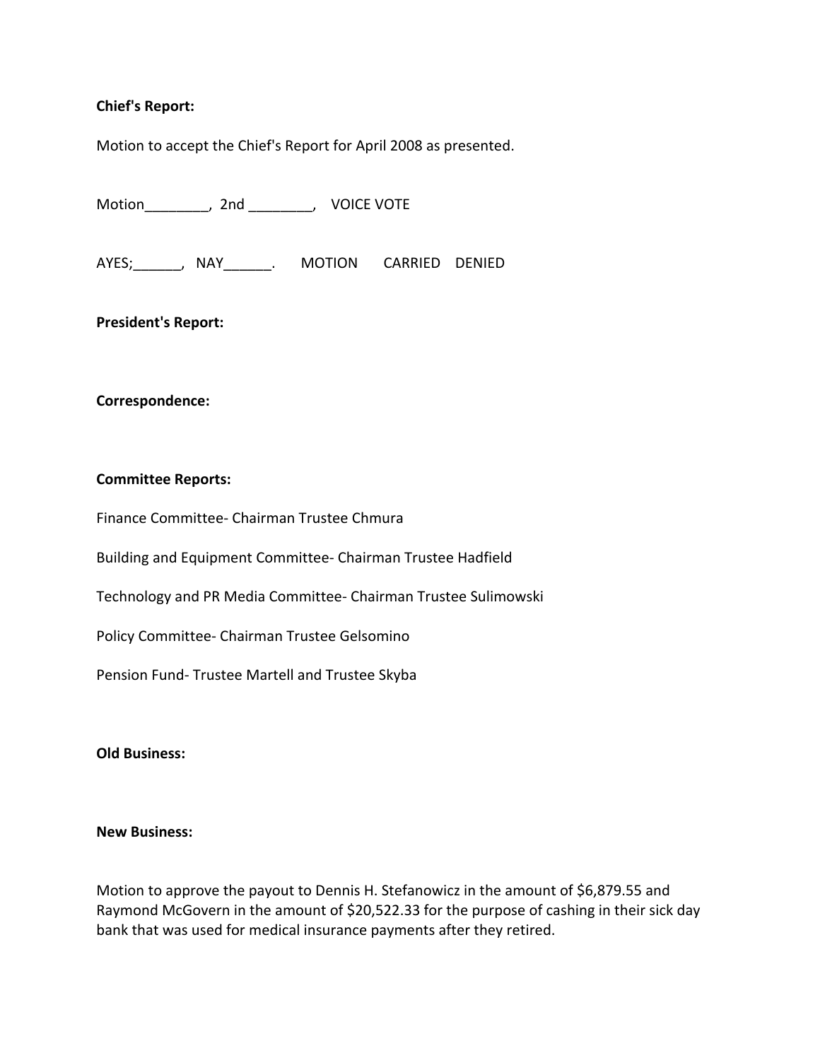**Chief's Report:**

Motion to accept the Chief's Report for April 2008 as presented.

Motion________, 2nd ________, VOICE VOTE

AYES;______, NAY______. MOTION CARRIED DENIED

**President's Report:**

**Correspondence:**

**Committee Reports:**

Finance Committee- Chairman Trustee Chmura

Building and Equipment Committee- Chairman Trustee Hadfield

Technology and PR Media Committee- Chairman Trustee Sulimowski

Policy Committee- Chairman Trustee Gelsomino

Pension Fund- Trustee Martell and Trustee Skyba

**Old Business:**

**New Business:**

Motion to approve the payout to Dennis H. Stefanowicz in the amount of $6,879.55 and Raymond McGovern in the amount of $20,522.33 for the purpose of cashing in their sick day bank that was used for medical insurance payments after they retired.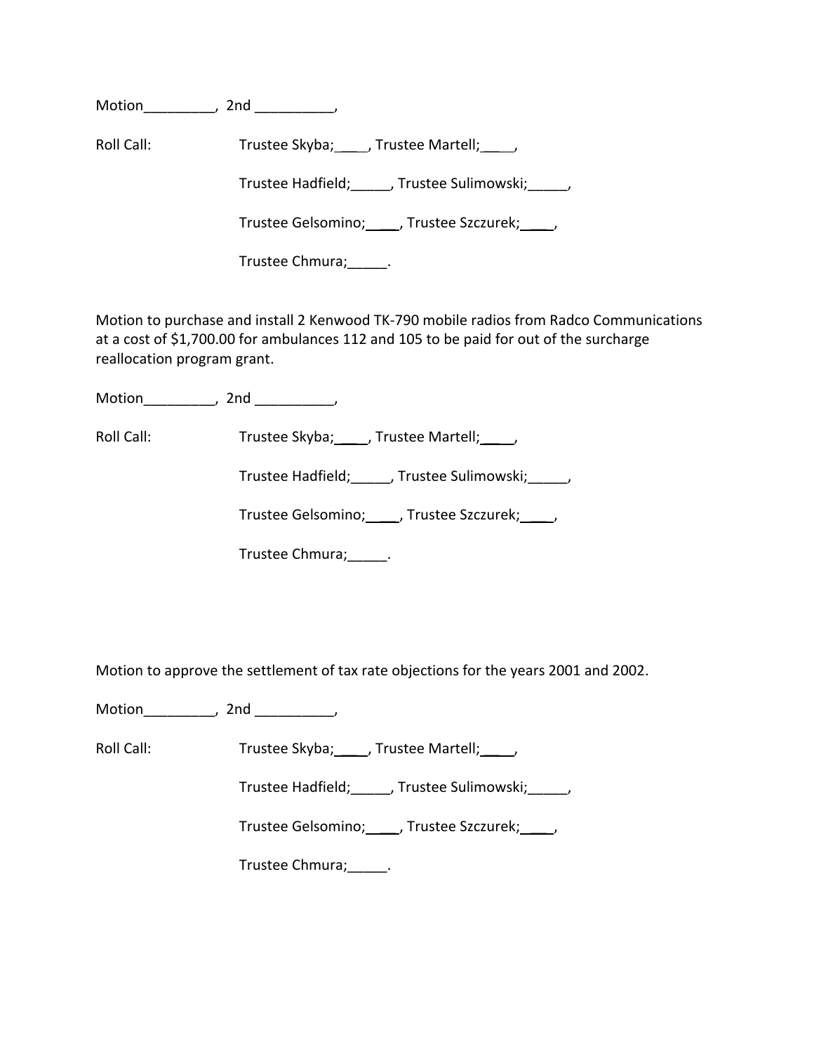Motion_________, 2nd __________,

Roll Call: Trustee Skyba;____, Trustee Martell;____,

Trustee Hadfield;_____, Trustee Sulimowski;_____,

Trustee Gelsomino;____, Trustee Szczurek;____,

Trustee Chmura;_____.

Motion to purchase and install 2 Kenwood TK-790 mobile radios from Radco Communications at a cost of $1,700.00 for ambulances 112 and 105 to be paid for out of the surcharge reallocation program grant.

Motion_________, 2nd __________,

Roll Call: Trustee Skyba;____, Trustee Martell;____,

Trustee Hadfield;_____, Trustee Sulimowski;_____,

Trustee Gelsomino;____, Trustee Szczurek;____,

Trustee Chmura;_____.

Motion to approve the settlement of tax rate objections for the years 2001 and 2002.

Motion_________, 2nd __________,

Roll Call: Trustee Skyba;____, Trustee Martell;____,

Trustee Hadfield;_____, Trustee Sulimowski;_____,

Trustee Gelsomino;____, Trustee Szczurek;____,

Trustee Chmura;_____.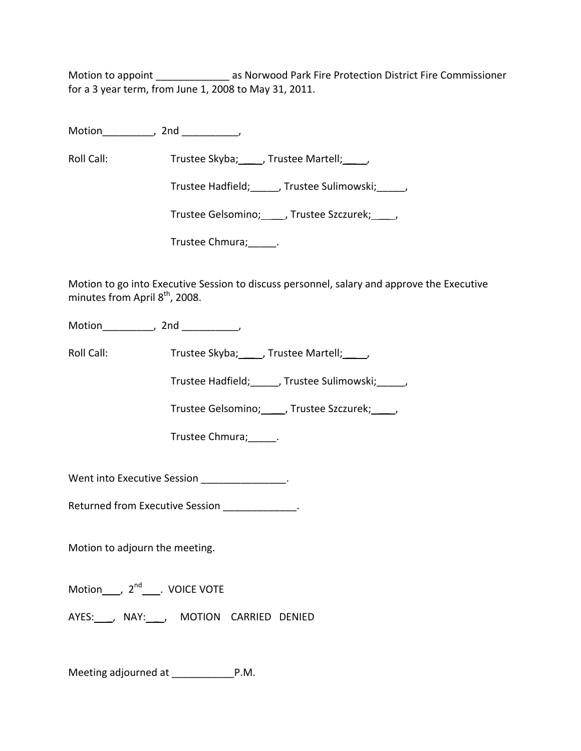Motion to appoint _____________ as Norwood Park Fire Protection District Fire Commissioner for a 3 year term, from June 1, 2008 to May 31, 2011.

Motion_________, 2nd __________,

Roll Call: Trustee Skyba;____, Trustee Martell;____,

Trustee Hadfield;_____, Trustee Sulimowski;_____,

Trustee Gelsomino;____, Trustee Szczurek;____,

Trustee Chmura;_____.

Motion to go into Executive Session to discuss personnel, salary and approve the Executive minutes from April 8th, 2008.

Motion_________, 2nd __________,

Roll Call: Trustee Skyba;____, Trustee Martell;____,

Trustee Hadfield;_____, Trustee Sulimowski;_____,

Trustee Gelsomino;____, Trustee Szczurek;____,

Trustee Chmura;_____.

Went into Executive Session _______________.

Returned from Executive Session _____________.

Motion to adjourn the meeting.

Motion___, 2nd___. VOICE VOTE

AYES:___, NAY:___, MOTION CARRIED DENIED

Meeting adjourned at ___________P.M.